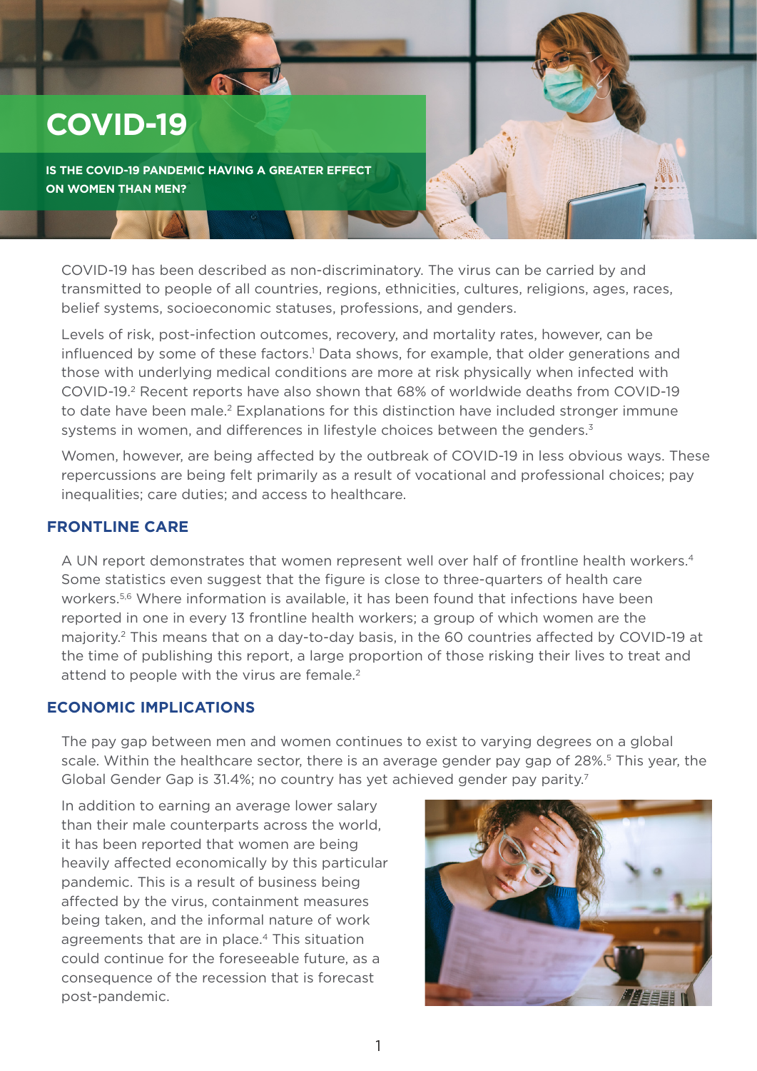# COVID-19

**IS THE COVID-19 PANDEMIC HAVING A GREATER EFFECT ON WOMEN THAN MEN?**

COVID-19 has been described as non-discriminatory. The virus can be carried by and transmitted to people of all countries, regions, ethnicities, cultures, religions, ages, races, belief systems, socioeconomic statuses, professions, and genders.

Levels of risk, post-infection outcomes, recovery, and mortality rates, however, can be influenced by some of these factors.[1] Data shows, for example, that older generations and those with underlying medical conditions are more at risk physically when infected with COVID-19.[2] Recent reports have also shown that 68% of worldwide deaths from COVID-19 to date have been male.[2] Explanations for this distinction have included stronger immune systems in women, and differences in lifestyle choices between the genders.[3]

Women, however, are being affected by the outbreak of COVID-19 in less obvious ways. These repercussions are being felt primarily as a result of vocational and professional choices; pay inequalities; care duties; and access to healthcare.

## FRONTLINE CARE

A UN report demonstrates that women represent well over half of frontline health workers.[4] Some statistics even suggest that the figure is close to three-quarters of health care workers.[5,6] Where information is available, it has been found that infections have been reported in one in every 13 frontline health workers; a group of which women are the majority.[2] This means that on a day-to-day basis, in the 60 countries affected by COVID-19 at the time of publishing this report, a large proportion of those risking their lives to treat and attend to people with the virus are female.[2]

## ECONOMIC IMPLICATIONS

The pay gap between men and women continues to exist to varying degrees on a global scale. Within the healthcare sector, there is an average gender pay gap of 28%.[5] This year, the Global Gender Gap is 31.4%; no country has yet achieved gender pay parity.[7]

In addition to earning an average lower salary than their male counterparts across the world, it has been reported that women are being heavily affected economically by this particular pandemic. This is a result of business being affected by the virus, containment measures being taken, and the informal nature of work agreements that are in place.[4] This situation could continue for the foreseeable future, as a consequence of the recession that is forecast post-pandemic.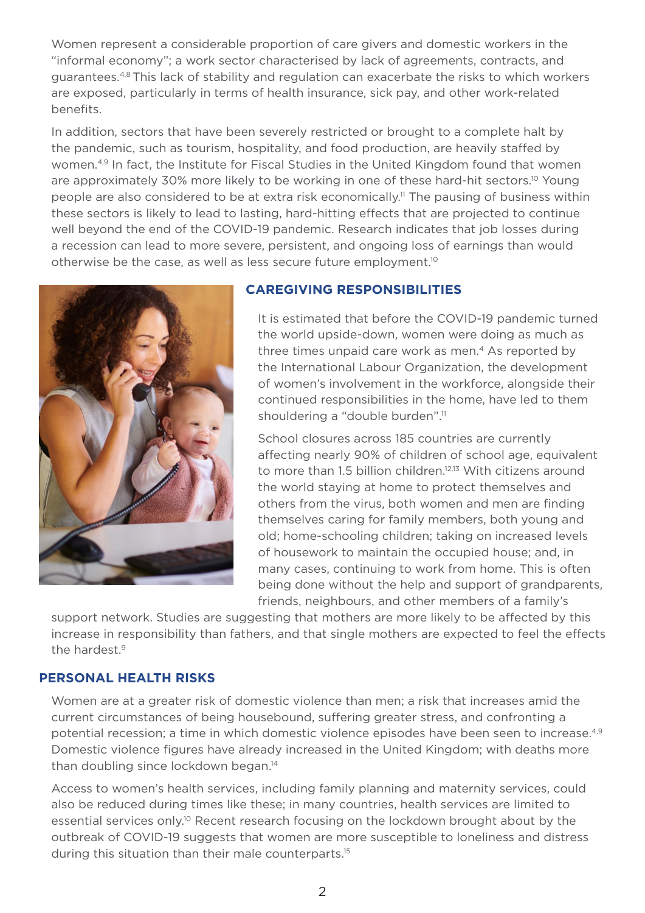Women represent a considerable proportion of care givers and domestic workers in the "informal economy"; a work sector characterised by lack of agreements, contracts, and guarantees.[4,8] This lack of stability and regulation can exacerbate the risks to which workers are exposed, particularly in terms of health insurance, sick pay, and other work-related benefits.

In addition, sectors that have been severely restricted or brought to a complete halt by the pandemic, such as tourism, hospitality, and food production, are heavily staffed by women.[4,9] In fact, the Institute for Fiscal Studies in the United Kingdom found that women are approximately 30% more likely to be working in one of these hard-hit sectors.[10] Young people are also considered to be at extra risk economically.[11] The pausing of business within these sectors is likely to lead to lasting, hard-hitting effects that are projected to continue well beyond the end of the COVID-19 pandemic. Research indicates that job losses during a recession can lead to more severe, persistent, and ongoing loss of earnings than would otherwise be the case, as well as less secure future employment.[10]

## CAREGIVING RESPONSIBILITIES

It is estimated that before the COVID-19 pandemic turned the world upside-down, women were doing as much as three times unpaid care work as men.[4] As reported by the International Labour Organization, the development of women's involvement in the workforce, alongside their continued responsibilities in the home, have led to them shouldering a "double burden".[11]

School closures across 185 countries are currently affecting nearly 90% of children of school age, equivalent to more than 1.5 billion children.[12,13] With citizens around the world staying at home to protect themselves and others from the virus, both women and men are finding themselves caring for family members, both young and old; home-schooling children; taking on increased levels of housework to maintain the occupied house; and, in many cases, continuing to work from home. This is often being done without the help and support of grandparents, friends, neighbours, and other members of a family's support network. Studies are suggesting that mothers are more likely to be affected by this increase in responsibility than fathers, and that single mothers are expected to feel the effects the hardest.[9]

## PERSONAL HEALTH RISKS

Women are at a greater risk of domestic violence than men; a risk that increases amid the current circumstances of being housebound, suffering greater stress, and confronting a potential recession; a time in which domestic violence episodes have been seen to increase.[4,9] Domestic violence figures have already increased in the United Kingdom; with deaths more than doubling since lockdown began.[14]

Access to women's health services, including family planning and maternity services, could also be reduced during times like these; in many countries, health services are limited to essential services only.[10] Recent research focusing on the lockdown brought about by the outbreak of COVID-19 suggests that women are more susceptible to loneliness and distress during this situation than their male counterparts.[15]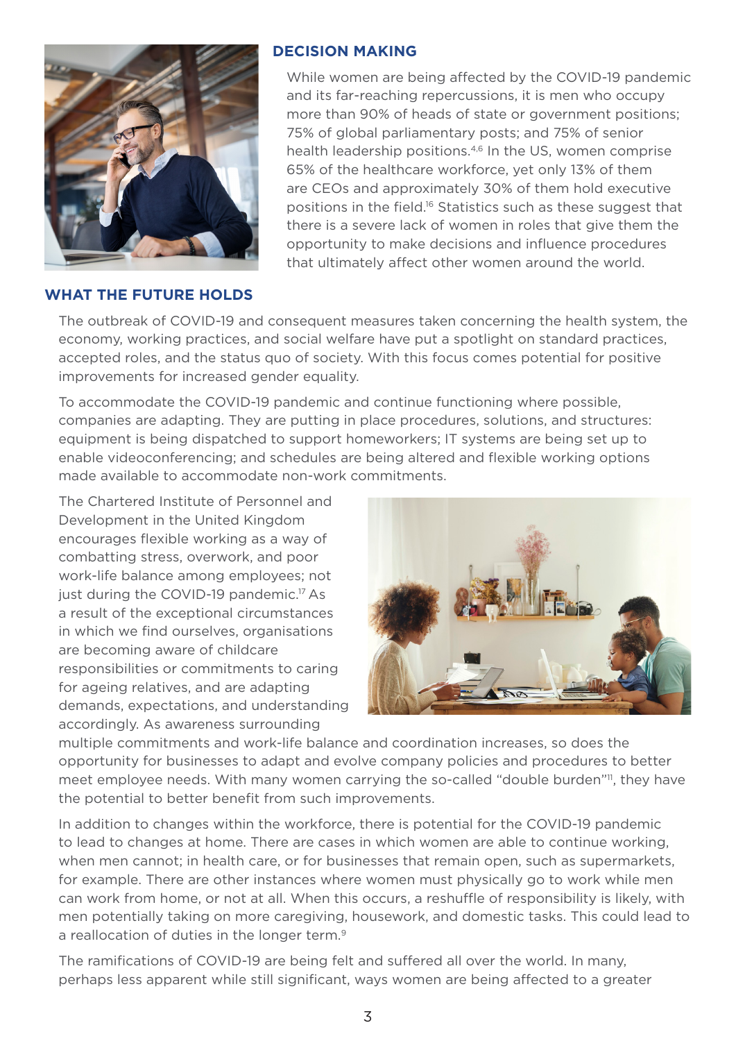## DECISION MAKING

While women are being affected by the COVID-19 pandemic and its far-reaching repercussions, it is men who occupy more than 90% of heads of state or government positions; 75% of global parliamentary posts; and 75% of senior health leadership positions.[4,6] In the US, women comprise 65% of the healthcare workforce, yet only 13% of them are CEOs and approximately 30% of them hold executive positions in the field.[16] Statistics such as these suggest that there is a severe lack of women in roles that give them the opportunity to make decisions and influence procedures that ultimately affect other women around the world.

## WHAT THE FUTURE HOLDS

The outbreak of COVID-19 and consequent measures taken concerning the health system, the economy, working practices, and social welfare have put a spotlight on standard practices, accepted roles, and the status quo of society. With this focus comes potential for positive improvements for increased gender equality.

To accommodate the COVID-19 pandemic and continue functioning where possible, companies are adapting. They are putting in place procedures, solutions, and structures: equipment is being dispatched to support homeworkers; IT systems are being set up to enable videoconferencing; and schedules are being altered and flexible working options made available to accommodate non-work commitments.

The Chartered Institute of Personnel and Development in the United Kingdom encourages flexible working as a way of combatting stress, overwork, and poor work-life balance among employees; not just during the COVID-19 pandemic.[17] As a result of the exceptional circumstances in which we find ourselves, organisations are becoming aware of childcare responsibilities or commitments to caring for ageing relatives, and are adapting demands, expectations, and understanding accordingly. As awareness surrounding multiple commitments and work-life balance and coordination increases, so does the opportunity for businesses to adapt and evolve company policies and procedures to better meet employee needs. With many women carrying the so-called "double burden"[11], they have the potential to better benefit from such improvements.

In addition to changes within the workforce, there is potential for the COVID-19 pandemic to lead to changes at home. There are cases in which women are able to continue working, when men cannot; in health care, or for businesses that remain open, such as supermarkets, for example. There are other instances where women must physically go to work while men can work from home, or not at all. When this occurs, a reshuffle of responsibility is likely, with men potentially taking on more caregiving, housework, and domestic tasks. This could lead to a reallocation of duties in the longer term.[9]

The ramifications of COVID-19 are being felt and suffered all over the world. In many, perhaps less apparent while still significant, ways women are being affected to a greater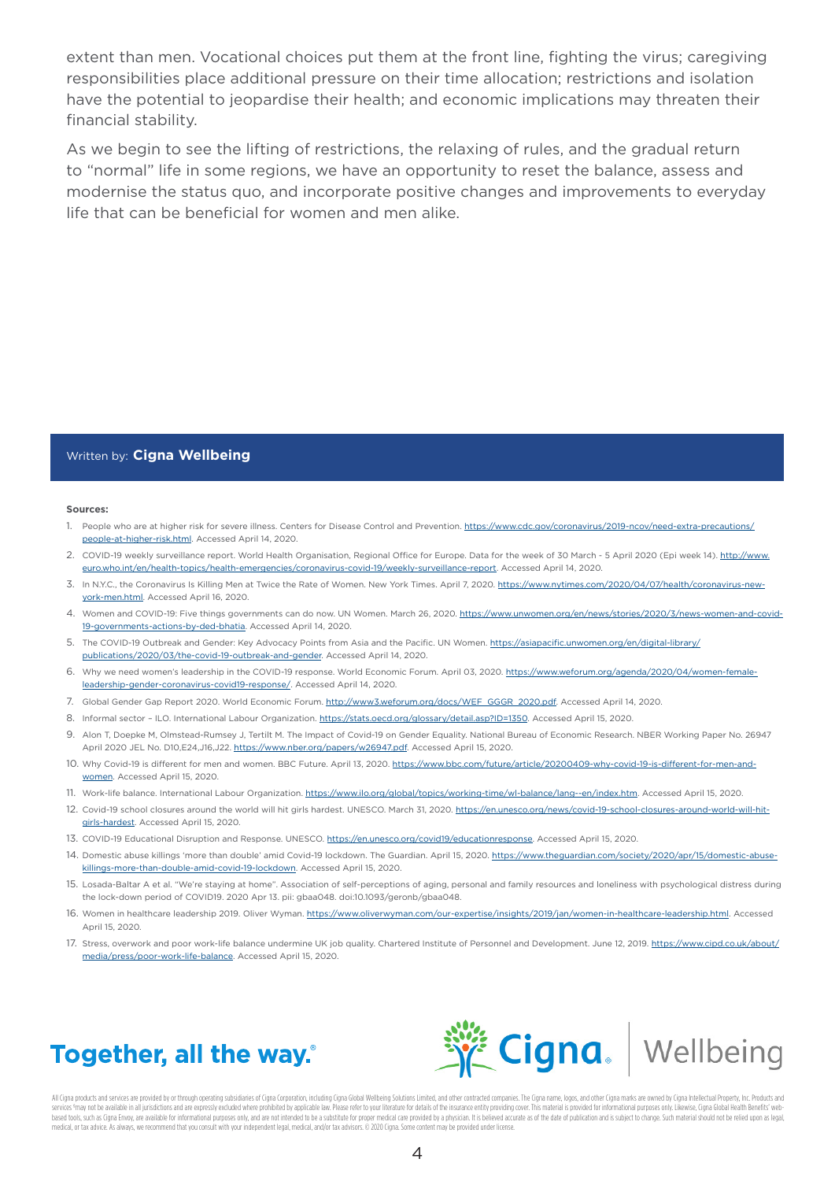extent than men. Vocational choices put them at the front line, fighting the virus; caregiving responsibilities place additional pressure on their time allocation; restrictions and isolation have the potential to jeopardise their health; and economic implications may threaten their financial stability.

As we begin to see the lifting of restrictions, the relaxing of rules, and the gradual return to "normal" life in some regions, we have an opportunity to reset the balance, assess and modernise the status quo, and incorporate positive changes and improvements to everyday life that can be beneficial for women and men alike.

Written by: **Cigna Wellbeing**

**Sources:**

1. People who are at higher risk for severe illness. Centers for Disease Control and Prevention. https://www.cdc.gov/coronavirus/2019-ncov/need-extra-precautions/people-at-higher-risk.html. Accessed April 14, 2020.
2. COVID-19 weekly surveillance report. World Health Organisation, Regional Office for Europe. Data for the week of 30 March - 5 April 2020 (Epi week 14). http://www.euro.who.int/en/health-topics/health-emergencies/coronavirus-covid-19/weekly-surveillance-report. Accessed April 14, 2020.
3. In N.Y.C., the Coronavirus Is Killing Men at Twice the Rate of Women. New York Times. April 7, 2020. https://www.nytimes.com/2020/04/07/health/coronavirus-new-york-men.html. Accessed April 16, 2020.
4. Women and COVID-19: Five things governments can do now. UN Women. March 26, 2020. https://www.unwomen.org/en/news/stories/2020/3/news-women-and-covid-19-governments-actions-by-ded-bhatia. Accessed April 14, 2020.
5. The COVID-19 Outbreak and Gender: Key Advocacy Points from Asia and the Pacific. UN Women. https://asiapacific.unwomen.org/en/digital-library/publications/2020/03/the-covid-19-outbreak-and-gender. Accessed April 14, 2020.
6. Why we need women's leadership in the COVID-19 response. World Economic Forum. April 03, 2020. https://www.weforum.org/agenda/2020/04/women-female-leadership-gender-coronavirus-covid19-response/. Accessed April 14, 2020.
7. Global Gender Gap Report 2020. World Economic Forum. http://www3.weforum.org/docs/WEF_GGGR_2020.pdf. Accessed April 14, 2020.
8. Informal sector – ILO. International Labour Organization. https://stats.oecd.org/glossary/detail.asp?ID=1350. Accessed April 15, 2020.
9. Alon T, Doepke M, Olmstead-Rumsey J, Tertilt M. The Impact of Covid-19 on Gender Equality. National Bureau of Economic Research. NBER Working Paper No. 26947 April 2020 JEL No. D10,E24,J16,J22. https://www.nber.org/papers/w26947.pdf. Accessed April 15, 2020.
10. Why Covid-19 is different for men and women. BBC Future. April 13, 2020. https://www.bbc.com/future/article/20200409-why-covid-19-is-different-for-men-and-women. Accessed April 15, 2020.
11. Work-life balance. International Labour Organization. https://www.ilo.org/global/topics/working-time/wl-balance/lang--en/index.htm. Accessed April 15, 2020.
12. Covid-19 school closures around the world will hit girls hardest. UNESCO. March 31, 2020. https://en.unesco.org/news/covid-19-school-closures-around-world-will-hit-girls-hardest. Accessed April 15, 2020.
13. COVID-19 Educational Disruption and Response. UNESCO. https://en.unesco.org/covid19/educationresponse. Accessed April 15, 2020.
14. Domestic abuse killings 'more than double' amid Covid-19 lockdown. The Guardian. April 15, 2020. https://www.theguardian.com/society/2020/apr/15/domestic-abuse-killings-more-than-double-amid-covid-19-lockdown. Accessed April 15, 2020.
15. Losada-Baltar A et al. "We're staying at home". Association of self-perceptions of aging, personal and family resources and loneliness with psychological distress during the lock-down period of COVID19. 2020 Apr 13. pii: gbaa048. doi:10.1093/geronb/gbaa048.
16. Women in healthcare leadership 2019. Oliver Wyman. https://www.oliverwyman.com/our-expertise/insights/2019/jan/women-in-healthcare-leadership.html. Accessed April 15, 2020.
17. Stress, overwork and poor work-life balance undermine UK job quality. Chartered Institute of Personnel and Development. June 12, 2019. https://www.cipd.co.uk/about/media/press/poor-work-life-balance. Accessed April 15, 2020.

**Together, all the way.®**

Cigna® | Wellbeing

All Cigna products and services are provided by or through operating subsidiaries of Cigna Corporation, including Cigna Global Wellbeing Solutions Limited, and other contracted companies. The Cigna name, logos, and other Cigna marks are owned by Cigna Intellectual Property, Inc. Products and services may not be available in all jurisdictions and are expressly excluded where prohibited by applicable law. Please refer to your literature for details of the insurance entity providing cover. This material is provided for informational purposes only. Likewise, Cigna Global Health Benefits' web-based tools, such as Cigna Envoy, are available for informational purposes only, and are not intended to be a substitute for proper medical care provided by a physician. It is believed accurate as of the date of publication and is subject to change. Such material should not be relied upon as legal, medical, or tax advice. As always, we recommend that you consult with your independent legal, medical, and/or tax advisors. © 2020 Cigna. Some content may be provided under license.